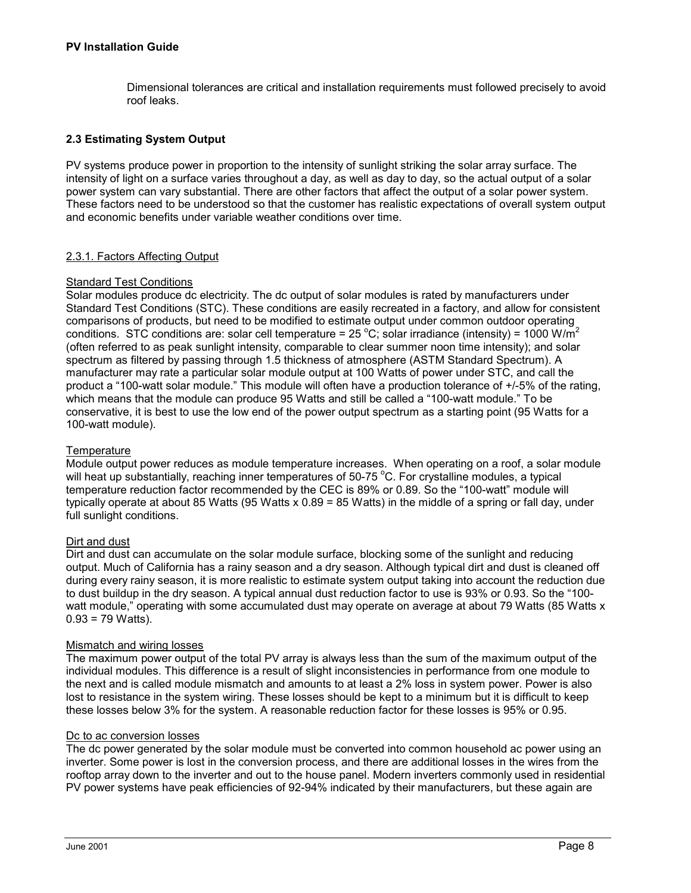Dimensional tolerances are critical and installation requirements must followed precisely to avoid roof leaks.

## 2.3 Estimating System Output

PV systems produce power in proportion to the intensity of sunlight striking the solar array surface. The intensity of light on a surface varies throughout a day, as well as day to day, so the actual output of a solar power system can vary substantial. There are other factors that affect the output of a solar power system. These factors need to be understood so that the customer has realistic expectations of overall system output and economic benefits under variable weather conditions over time.

### 2.3.1. Factors Affecting Output

#### Standard Test Conditions

Solar modules produce dc electricity. The dc output of solar modules is rated by manufacturers under Standard Test Conditions (STC). These conditions are easily recreated in a factory, and allow for consistent comparisons of products, but need to be modified to estimate output under common outdoor operating conditions. STC conditions are: solar cell temperature = 25 °C; solar irradiance (intensity) = 1000 W/m$^2$ (often referred to as peak sunlight intensity, comparable to clear summer noon time intensity); and solar spectrum as filtered by passing through 1.5 thickness of atmosphere (ASTM Standard Spectrum). A manufacturer may rate a particular solar module output at 100 Watts of power under STC, and call the product a "100-watt solar module." This module will often have a production tolerance of +/-5% of the rating, which means that the module can produce 95 Watts and still be called a "100-watt module." To be conservative, it is best to use the low end of the power output spectrum as a starting point (95 Watts for a 100-watt module).

#### Temperature

Module output power reduces as module temperature increases. When operating on a roof, a solar module will heat up substantially, reaching inner temperatures of 50-75 °C. For crystalline modules, a typical temperature reduction factor recommended by the CEC is 89% or 0.89. So the "100-watt" module will typically operate at about 85 Watts (95 Watts x 0.89 = 85 Watts) in the middle of a spring or fall day, under full sunlight conditions.

#### Dirt and dust

Dirt and dust can accumulate on the solar module surface, blocking some of the sunlight and reducing output. Much of California has a rainy season and a dry season. Although typical dirt and dust is cleaned off during every rainy season, it is more realistic to estimate system output taking into account the reduction due to dust buildup in the dry season. A typical annual dust reduction factor to use is 93% or 0.93. So the "100-watt module," operating with some accumulated dust may operate on average at about 79 Watts (85 Watts x 0.93 = 79 Watts).

#### Mismatch and wiring losses

The maximum power output of the total PV array is always less than the sum of the maximum output of the individual modules. This difference is a result of slight inconsistencies in performance from one module to the next and is called module mismatch and amounts to at least a 2% loss in system power. Power is also lost to resistance in the system wiring. These losses should be kept to a minimum but it is difficult to keep these losses below 3% for the system. A reasonable reduction factor for these losses is 95% or 0.95.

#### Dc to ac conversion losses

The dc power generated by the solar module must be converted into common household ac power using an inverter. Some power is lost in the conversion process, and there are additional losses in the wires from the rooftop array down to the inverter and out to the house panel. Modern inverters commonly used in residential PV power systems have peak efficiencies of 92-94% indicated by their manufacturers, but these again are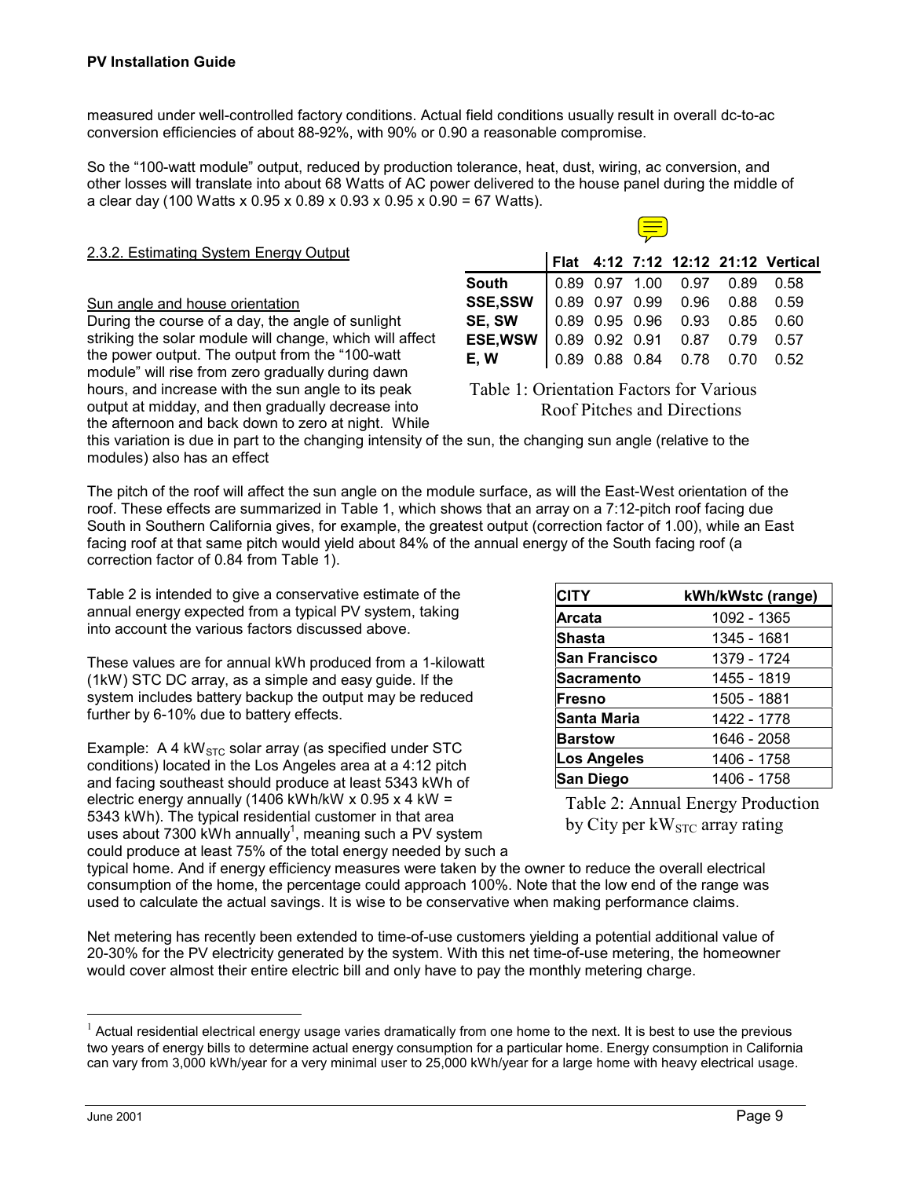measured under well-controlled factory conditions. Actual field conditions usually result in overall dc-to-ac conversion efficiencies of about 88-92%, with 90% or 0.90 a reasonable compromise.

So the "100-watt module" output, reduced by production tolerance, heat, dust, wiring, ac conversion, and other losses will translate into about 68 Watts of AC power delivered to the house panel during the middle of a clear day (100 Watts x 0.95 x 0.89 x 0.93 x 0.95 x 0.90 = 67 Watts).

### 2.3.2. Estimating System Energy Output

#### Sun angle and house orientation

During the course of a day, the angle of sunlight striking the solar module will change, which will affect the power output. The output from the "100-watt module" will rise from zero gradually during dawn hours, and increase with the sun angle to its peak output at midday, and then gradually decrease into the afternoon and back down to zero at night. While this variation is due in part to the changing intensity of the sun, the changing sun angle (relative to the modules) also has an effect

| | Flat | 4:12 | 7:12 | 12:12 | 21:12 | Vertical |
|---|---|---|---|---|---|---|
| South | 0.89 | 0.97 | 1.00 | 0.97 | 0.89 | 0.58 |
| SSE,SSW | 0.89 | 0.97 | 0.99 | 0.96 | 0.88 | 0.59 |
| SE, SW | 0.89 | 0.95 | 0.96 | 0.93 | 0.85 | 0.60 |
| ESE,WSW | 0.89 | 0.92 | 0.91 | 0.87 | 0.79 | 0.57 |
| E, W | 0.89 | 0.88 | 0.84 | 0.78 | 0.70 | 0.52 |

Table 1: Orientation Factors for Various Roof Pitches and Directions

The pitch of the roof will affect the sun angle on the module surface, as will the East-West orientation of the roof. These effects are summarized in Table 1, which shows that an array on a 7:12-pitch roof facing due South in Southern California gives, for example, the greatest output (correction factor of 1.00), while an East facing roof at that same pitch would yield about 84% of the annual energy of the South facing roof (a correction factor of 0.84 from Table 1).

Table 2 is intended to give a conservative estimate of the annual energy expected from a typical PV system, taking into account the various factors discussed above.

These values are for annual kWh produced from a 1-kilowatt (1kW) STC DC array, as a simple and easy guide. If the system includes battery backup the output may be reduced further by 6-10% due to battery effects.

| CITY | kWh/kWstc (range) |
|---|---|
| Arcata | 1092 - 1365 |
| Shasta | 1345 - 1681 |
| San Francisco | 1379 - 1724 |
| Sacramento | 1455 - 1819 |
| Fresno | 1505 - 1881 |
| Santa Maria | 1422 - 1778 |
| Barstow | 1646 - 2058 |
| Los Angeles | 1406 - 1758 |
| San Diego | 1406 - 1758 |

Table 2: Annual Energy Production by City per $kW_{STC}$ array rating

Example: A 4 $kW_{STC}$ solar array (as specified under STC conditions) located in the Los Angeles area at a 4:12 pitch and facing southeast should produce at least 5343 kWh of electric energy annually (1406 kWh/kW x 0.95 x 4 kW = 5343 kWh). The typical residential customer in that area uses about 7300 kWh annually[1], meaning such a PV system could produce at least 75% of the total energy needed by such a typical home. And if energy efficiency measures were taken by the owner to reduce the overall electrical consumption of the home, the percentage could approach 100%. Note that the low end of the range was used to calculate the actual savings. It is wise to be conservative when making performance claims.

Net metering has recently been extended to time-of-use customers yielding a potential additional value of 20-30% for the PV electricity generated by the system. With this net time-of-use metering, the homeowner would cover almost their entire electric bill and only have to pay the monthly metering charge.

[1] Actual residential electrical energy usage varies dramatically from one home to the next. It is best to use the previous two years of energy bills to determine actual energy consumption for a particular home. Energy consumption in California can vary from 3,000 kWh/year for a very minimal user to 25,000 kWh/year for a large home with heavy electrical usage.